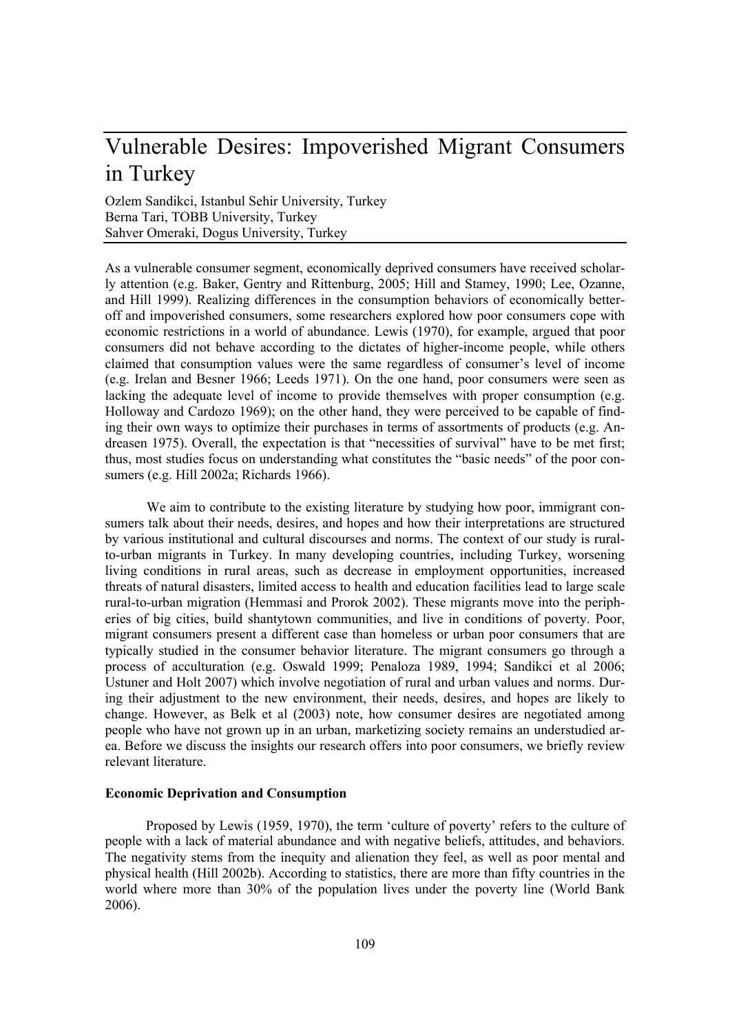# Vulnerable Desires: Impoverished Migrant Consumers in Turkey

Ozlem Sandikci, Istanbul Sehir University, Turkey
Berna Tari, TOBB University, Turkey
Sahver Omeraki, Dogus University, Turkey

As a vulnerable consumer segment, economically deprived consumers have received scholarly attention (e.g. Baker, Gentry and Rittenburg, 2005; Hill and Stamey, 1990; Lee, Ozanne, and Hill 1999). Realizing differences in the consumption behaviors of economically better-off and impoverished consumers, some researchers explored how poor consumers cope with economic restrictions in a world of abundance. Lewis (1970), for example, argued that poor consumers did not behave according to the dictates of higher-income people, while others claimed that consumption values were the same regardless of consumer's level of income (e.g. Irelan and Besner 1966; Leeds 1971). On the one hand, poor consumers were seen as lacking the adequate level of income to provide themselves with proper consumption (e.g. Holloway and Cardozo 1969); on the other hand, they were perceived to be capable of finding their own ways to optimize their purchases in terms of assortments of products (e.g. Andreasen 1975). Overall, the expectation is that "necessities of survival" have to be met first; thus, most studies focus on understanding what constitutes the "basic needs" of the poor consumers (e.g. Hill 2002a; Richards 1966).

We aim to contribute to the existing literature by studying how poor, immigrant consumers talk about their needs, desires, and hopes and how their interpretations are structured by various institutional and cultural discourses and norms. The context of our study is rural-to-urban migrants in Turkey. In many developing countries, including Turkey, worsening living conditions in rural areas, such as decrease in employment opportunities, increased threats of natural disasters, limited access to health and education facilities lead to large scale rural-to-urban migration (Hemmasi and Prorok 2002). These migrants move into the peripheries of big cities, build shantytown communities, and live in conditions of poverty. Poor, migrant consumers present a different case than homeless or urban poor consumers that are typically studied in the consumer behavior literature. The migrant consumers go through a process of acculturation (e.g. Oswald 1999; Penaloza 1989, 1994; Sandikci et al 2006; Ustuner and Holt 2007) which involve negotiation of rural and urban values and norms. During their adjustment to the new environment, their needs, desires, and hopes are likely to change. However, as Belk et al (2003) note, how consumer desires are negotiated among people who have not grown up in an urban, marketizing society remains an understudied area. Before we discuss the insights our research offers into poor consumers, we briefly review relevant literature.

**Economic Deprivation and Consumption**

Proposed by Lewis (1959, 1970), the term 'culture of poverty' refers to the culture of people with a lack of material abundance and with negative beliefs, attitudes, and behaviors. The negativity stems from the inequity and alienation they feel, as well as poor mental and physical health (Hill 2002b). According to statistics, there are more than fifty countries in the world where more than 30% of the population lives under the poverty line (World Bank 2006).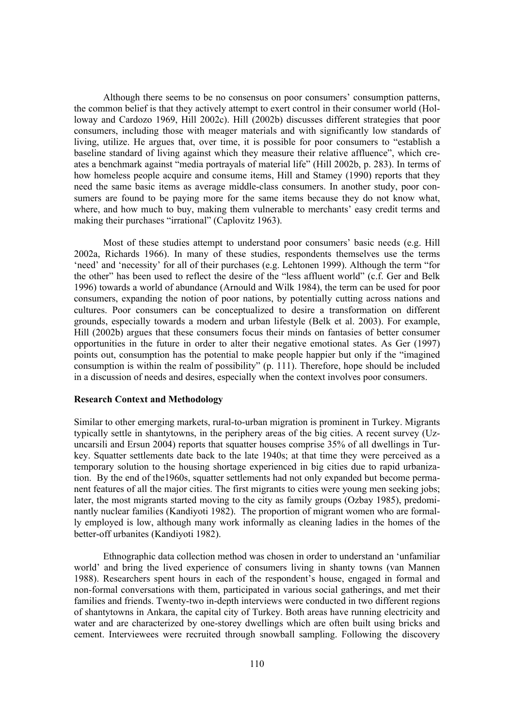Although there seems to be no consensus on poor consumers' consumption patterns, the common belief is that they actively attempt to exert control in their consumer world (Holloway and Cardozo 1969, Hill 2002c). Hill (2002b) discusses different strategies that poor consumers, including those with meager materials and with significantly low standards of living, utilize. He argues that, over time, it is possible for poor consumers to "establish a baseline standard of living against which they measure their relative affluence", which creates a benchmark against "media portrayals of material life" (Hill 2002b, p. 283). In terms of how homeless people acquire and consume items, Hill and Stamey (1990) reports that they need the same basic items as average middle-class consumers. In another study, poor consumers are found to be paying more for the same items because they do not know what, where, and how much to buy, making them vulnerable to merchants' easy credit terms and making their purchases "irrational" (Caplovitz 1963).

Most of these studies attempt to understand poor consumers' basic needs (e.g. Hill 2002a, Richards 1966). In many of these studies, respondents themselves use the terms 'need' and 'necessity' for all of their purchases (e.g. Lehtonen 1999). Although the term "for the other" has been used to reflect the desire of the "less affluent world" (c.f. Ger and Belk 1996) towards a world of abundance (Arnould and Wilk 1984), the term can be used for poor consumers, expanding the notion of poor nations, by potentially cutting across nations and cultures. Poor consumers can be conceptualized to desire a transformation on different grounds, especially towards a modern and urban lifestyle (Belk et al. 2003). For example, Hill (2002b) argues that these consumers focus their minds on fantasies of better consumer opportunities in the future in order to alter their negative emotional states. As Ger (1997) points out, consumption has the potential to make people happier but only if the "imagined consumption is within the realm of possibility" (p. 111). Therefore, hope should be included in a discussion of needs and desires, especially when the context involves poor consumers.

**Research Context and Methodology**

Similar to other emerging markets, rural-to-urban migration is prominent in Turkey. Migrants typically settle in shantytowns, in the periphery areas of the big cities. A recent survey (Uzuncarsili and Ersun 2004) reports that squatter houses comprise 35% of all dwellings in Turkey. Squatter settlements date back to the late 1940s; at that time they were perceived as a temporary solution to the housing shortage experienced in big cities due to rapid urbanization. By the end of the1960s, squatter settlements had not only expanded but become permanent features of all the major cities. The first migrants to cities were young men seeking jobs; later, the most migrants started moving to the city as family groups (Ozbay 1985), predominantly nuclear families (Kandiyoti 1982). The proportion of migrant women who are formally employed is low, although many work informally as cleaning ladies in the homes of the better-off urbanites (Kandiyoti 1982).

Ethnographic data collection method was chosen in order to understand an 'unfamiliar world' and bring the lived experience of consumers living in shanty towns (van Mannen 1988). Researchers spent hours in each of the respondent's house, engaged in formal and non-formal conversations with them, participated in various social gatherings, and met their families and friends. Twenty-two in-depth interviews were conducted in two different regions of shantytowns in Ankara, the capital city of Turkey. Both areas have running electricity and water and are characterized by one-storey dwellings which are often built using bricks and cement. Interviewees were recruited through snowball sampling. Following the discovery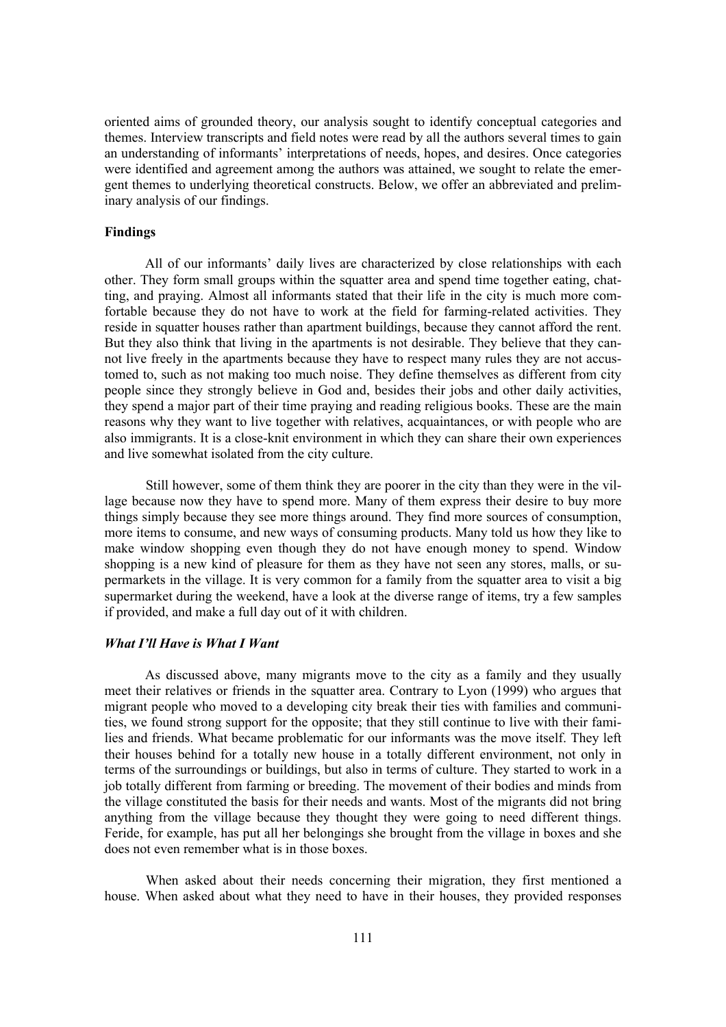oriented aims of grounded theory, our analysis sought to identify conceptual categories and themes. Interview transcripts and field notes were read by all the authors several times to gain an understanding of informants' interpretations of needs, hopes, and desires. Once categories were identified and agreement among the authors was attained, we sought to relate the emergent themes to underlying theoretical constructs. Below, we offer an abbreviated and preliminary analysis of our findings.

**Findings**

All of our informants' daily lives are characterized by close relationships with each other. They form small groups within the squatter area and spend time together eating, chatting, and praying. Almost all informants stated that their life in the city is much more comfortable because they do not have to work at the field for farming-related activities. They reside in squatter houses rather than apartment buildings, because they cannot afford the rent. But they also think that living in the apartments is not desirable. They believe that they cannot live freely in the apartments because they have to respect many rules they are not accustomed to, such as not making too much noise. They define themselves as different from city people since they strongly believe in God and, besides their jobs and other daily activities, they spend a major part of their time praying and reading religious books. These are the main reasons why they want to live together with relatives, acquaintances, or with people who are also immigrants. It is a close-knit environment in which they can share their own experiences and live somewhat isolated from the city culture.

Still however, some of them think they are poorer in the city than they were in the village because now they have to spend more. Many of them express their desire to buy more things simply because they see more things around. They find more sources of consumption, more items to consume, and new ways of consuming products. Many told us how they like to make window shopping even though they do not have enough money to spend. Window shopping is a new kind of pleasure for them as they have not seen any stores, malls, or supermarkets in the village. It is very common for a family from the squatter area to visit a big supermarket during the weekend, have a look at the diverse range of items, try a few samples if provided, and make a full day out of it with children.

***What I'll Have is What I Want***

As discussed above, many migrants move to the city as a family and they usually meet their relatives or friends in the squatter area. Contrary to Lyon (1999) who argues that migrant people who moved to a developing city break their ties with families and communities, we found strong support for the opposite; that they still continue to live with their families and friends. What became problematic for our informants was the move itself. They left their houses behind for a totally new house in a totally different environment, not only in terms of the surroundings or buildings, but also in terms of culture. They started to work in a job totally different from farming or breeding. The movement of their bodies and minds from the village constituted the basis for their needs and wants. Most of the migrants did not bring anything from the village because they thought they were going to need different things. Feride, for example, has put all her belongings she brought from the village in boxes and she does not even remember what is in those boxes.

When asked about their needs concerning their migration, they first mentioned a house. When asked about what they need to have in their houses, they provided responses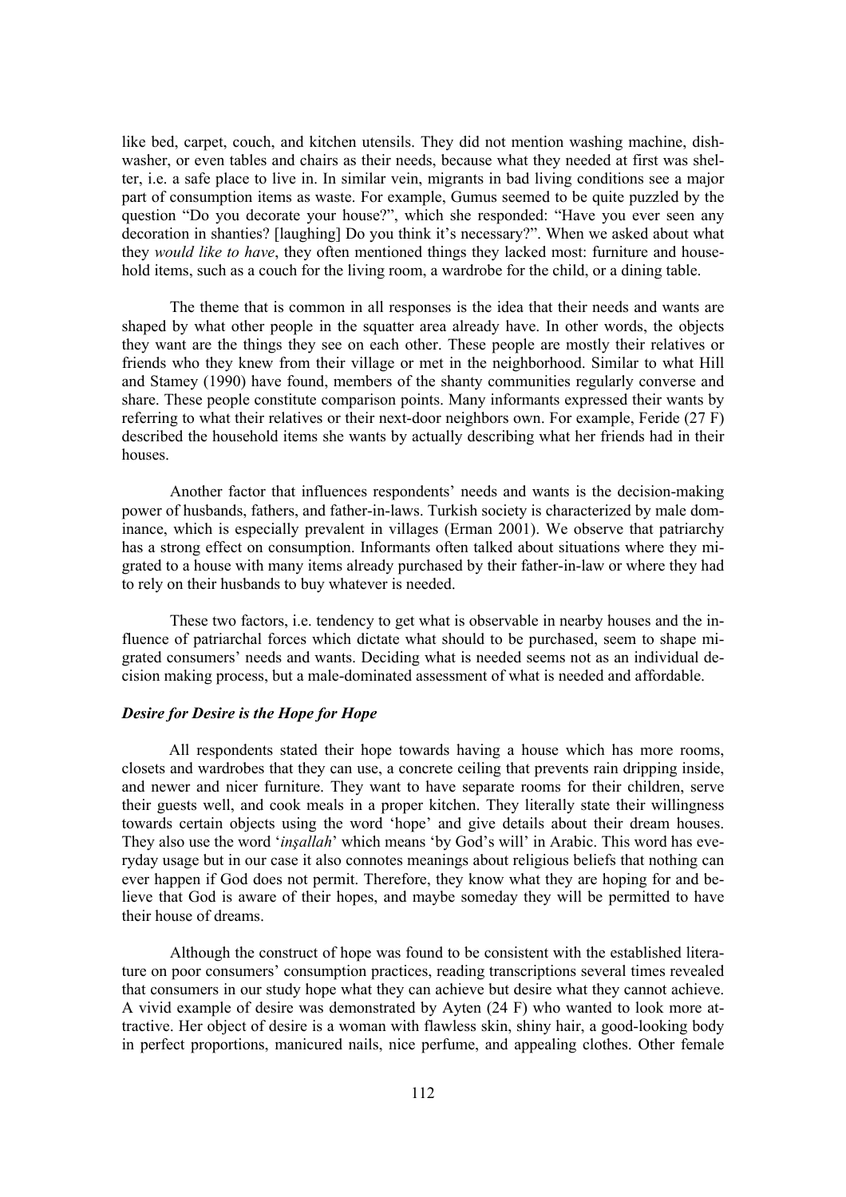like bed, carpet, couch, and kitchen utensils. They did not mention washing machine, dishwasher, or even tables and chairs as their needs, because what they needed at first was shelter, i.e. a safe place to live in. In similar vein, migrants in bad living conditions see a major part of consumption items as waste. For example, Gumus seemed to be quite puzzled by the question "Do you decorate your house?", which she responded: "Have you ever seen any decoration in shanties? [laughing] Do you think it's necessary?". When we asked about what they *would like to have*, they often mentioned things they lacked most: furniture and household items, such as a couch for the living room, a wardrobe for the child, or a dining table.

The theme that is common in all responses is the idea that their needs and wants are shaped by what other people in the squatter area already have. In other words, the objects they want are the things they see on each other. These people are mostly their relatives or friends who they knew from their village or met in the neighborhood. Similar to what Hill and Stamey (1990) have found, members of the shanty communities regularly converse and share. These people constitute comparison points. Many informants expressed their wants by referring to what their relatives or their next-door neighbors own. For example, Feride (27 F) described the household items she wants by actually describing what her friends had in their houses.

Another factor that influences respondents' needs and wants is the decision-making power of husbands, fathers, and father-in-laws. Turkish society is characterized by male dominance, which is especially prevalent in villages (Erman 2001). We observe that patriarchy has a strong effect on consumption. Informants often talked about situations where they migrated to a house with many items already purchased by their father-in-law or where they had to rely on their husbands to buy whatever is needed.

These two factors, i.e. tendency to get what is observable in nearby houses and the influence of patriarchal forces which dictate what should to be purchased, seem to shape migrated consumers' needs and wants. Deciding what is needed seems not as an individual decision making process, but a male-dominated assessment of what is needed and affordable.

***Desire for Desire is the Hope for Hope***

All respondents stated their hope towards having a house which has more rooms, closets and wardrobes that they can use, a concrete ceiling that prevents rain dripping inside, and newer and nicer furniture. They want to have separate rooms for their children, serve their guests well, and cook meals in a proper kitchen. They literally state their willingness towards certain objects using the word 'hope' and give details about their dream houses. They also use the word '*inşallah*' which means 'by God's will' in Arabic. This word has everyday usage but in our case it also connotes meanings about religious beliefs that nothing can ever happen if God does not permit. Therefore, they know what they are hoping for and believe that God is aware of their hopes, and maybe someday they will be permitted to have their house of dreams.

Although the construct of hope was found to be consistent with the established literature on poor consumers' consumption practices, reading transcriptions several times revealed that consumers in our study hope what they can achieve but desire what they cannot achieve. A vivid example of desire was demonstrated by Ayten (24 F) who wanted to look more attractive. Her object of desire is a woman with flawless skin, shiny hair, a good-looking body in perfect proportions, manicured nails, nice perfume, and appealing clothes. Other female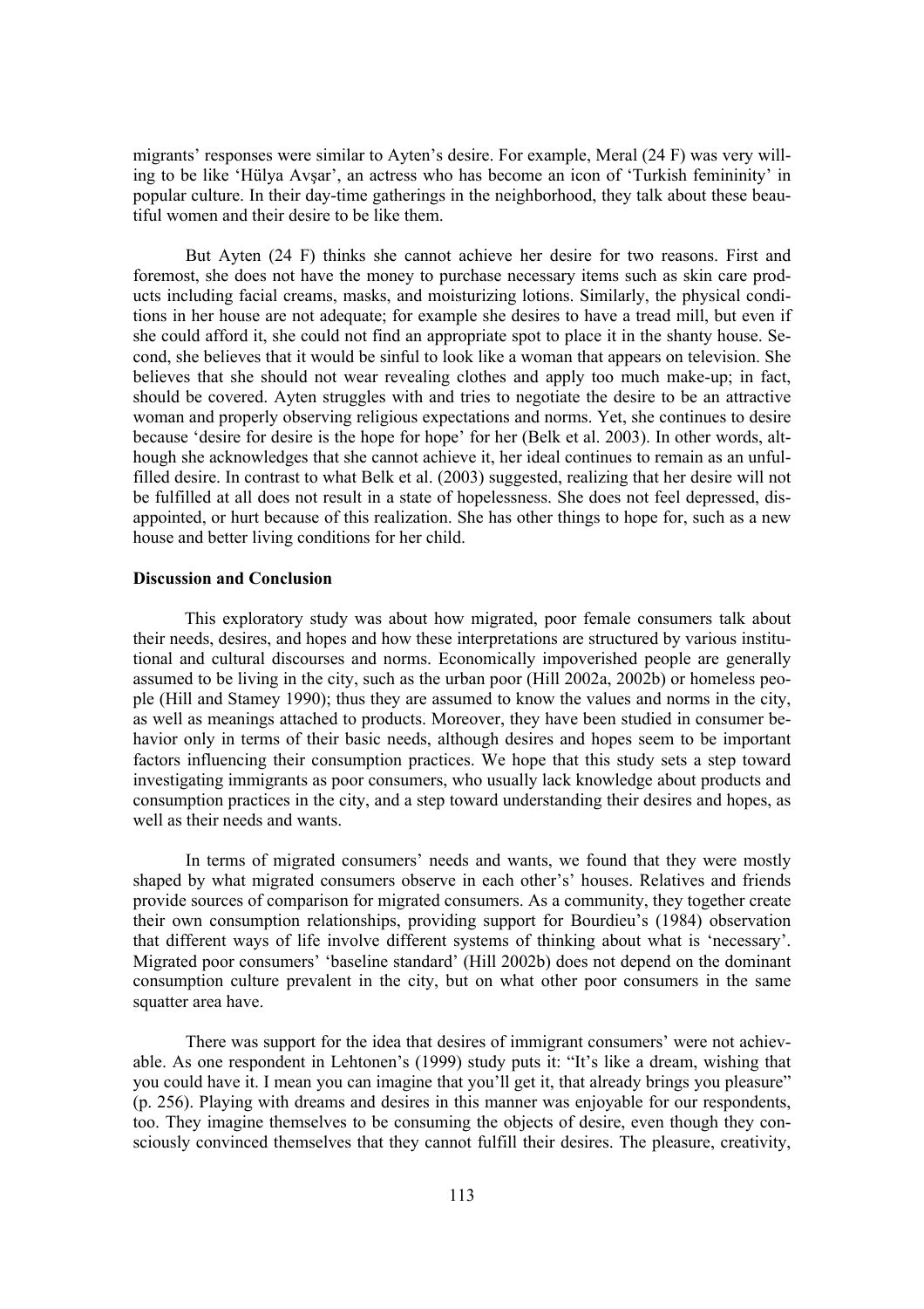migrants' responses were similar to Ayten's desire. For example, Meral (24 F) was very willing to be like 'Hülya Avşar', an actress who has become an icon of 'Turkish femininity' in popular culture. In their day-time gatherings in the neighborhood, they talk about these beautiful women and their desire to be like them.

But Ayten (24 F) thinks she cannot achieve her desire for two reasons. First and foremost, she does not have the money to purchase necessary items such as skin care products including facial creams, masks, and moisturizing lotions. Similarly, the physical conditions in her house are not adequate; for example she desires to have a tread mill, but even if she could afford it, she could not find an appropriate spot to place it in the shanty house. Second, she believes that it would be sinful to look like a woman that appears on television. She believes that she should not wear revealing clothes and apply too much make-up; in fact, should be covered. Ayten struggles with and tries to negotiate the desire to be an attractive woman and properly observing religious expectations and norms. Yet, she continues to desire because 'desire for desire is the hope for hope' for her (Belk et al. 2003). In other words, although she acknowledges that she cannot achieve it, her ideal continues to remain as an unfulfilled desire. In contrast to what Belk et al. (2003) suggested, realizing that her desire will not be fulfilled at all does not result in a state of hopelessness. She does not feel depressed, disappointed, or hurt because of this realization. She has other things to hope for, such as a new house and better living conditions for her child.

## Discussion and Conclusion

This exploratory study was about how migrated, poor female consumers talk about their needs, desires, and hopes and how these interpretations are structured by various institutional and cultural discourses and norms. Economically impoverished people are generally assumed to be living in the city, such as the urban poor (Hill 2002a, 2002b) or homeless people (Hill and Stamey 1990); thus they are assumed to know the values and norms in the city, as well as meanings attached to products. Moreover, they have been studied in consumer behavior only in terms of their basic needs, although desires and hopes seem to be important factors influencing their consumption practices. We hope that this study sets a step toward investigating immigrants as poor consumers, who usually lack knowledge about products and consumption practices in the city, and a step toward understanding their desires and hopes, as well as their needs and wants.

In terms of migrated consumers' needs and wants, we found that they were mostly shaped by what migrated consumers observe in each other's' houses. Relatives and friends provide sources of comparison for migrated consumers. As a community, they together create their own consumption relationships, providing support for Bourdieu's (1984) observation that different ways of life involve different systems of thinking about what is 'necessary'. Migrated poor consumers' 'baseline standard' (Hill 2002b) does not depend on the dominant consumption culture prevalent in the city, but on what other poor consumers in the same squatter area have.

There was support for the idea that desires of immigrant consumers' were not achievable. As one respondent in Lehtonen's (1999) study puts it: "It's like a dream, wishing that you could have it. I mean you can imagine that you'll get it, that already brings you pleasure" (p. 256). Playing with dreams and desires in this manner was enjoyable for our respondents, too. They imagine themselves to be consuming the objects of desire, even though they consciously convinced themselves that they cannot fulfill their desires. The pleasure, creativity,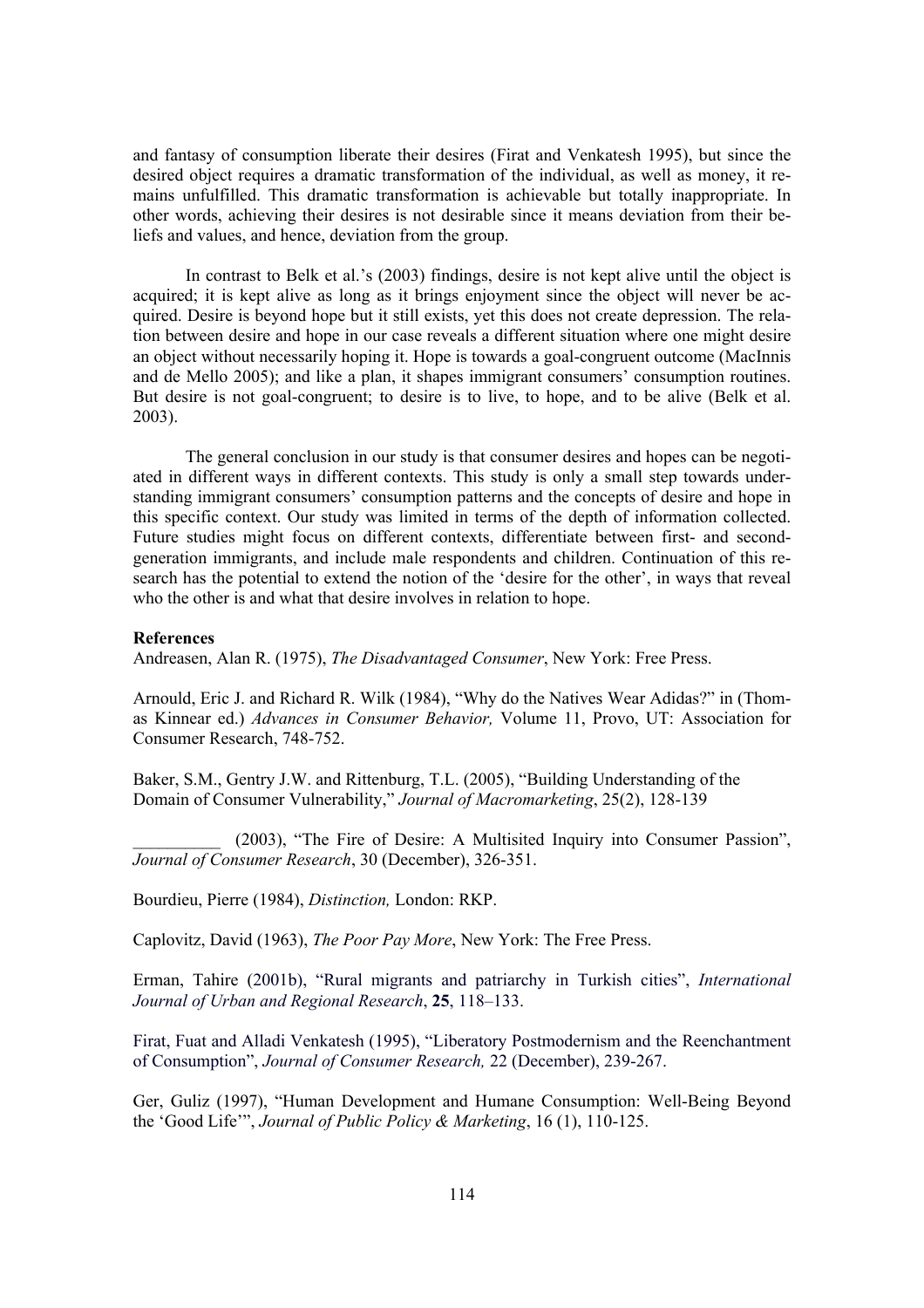and fantasy of consumption liberate their desires (Firat and Venkatesh 1995), but since the desired object requires a dramatic transformation of the individual, as well as money, it remains unfulfilled. This dramatic transformation is achievable but totally inappropriate. In other words, achieving their desires is not desirable since it means deviation from their beliefs and values, and hence, deviation from the group.

In contrast to Belk et al.'s (2003) findings, desire is not kept alive until the object is acquired; it is kept alive as long as it brings enjoyment since the object will never be acquired. Desire is beyond hope but it still exists, yet this does not create depression. The relation between desire and hope in our case reveals a different situation where one might desire an object without necessarily hoping it. Hope is towards a goal-congruent outcome (MacInnis and de Mello 2005); and like a plan, it shapes immigrant consumers' consumption routines. But desire is not goal-congruent; to desire is to live, to hope, and to be alive (Belk et al. 2003).

The general conclusion in our study is that consumer desires and hopes can be negotiated in different ways in different contexts. This study is only a small step towards understanding immigrant consumers' consumption patterns and the concepts of desire and hope in this specific context. Our study was limited in terms of the depth of information collected. Future studies might focus on different contexts, differentiate between first- and second-generation immigrants, and include male respondents and children. Continuation of this research has the potential to extend the notion of the 'desire for the other', in ways that reveal who the other is and what that desire involves in relation to hope.

**References**

Andreasen, Alan R. (1975), *The Disadvantaged Consumer*, New York: Free Press.

Arnould, Eric J. and Richard R. Wilk (1984), "Why do the Natives Wear Adidas?" in (Thomas Kinnear ed.) *Advances in Consumer Behavior,* Volume 11, Provo, UT: Association for Consumer Research, 748-752.

Baker, S.M., Gentry J.W. and Rittenburg, T.L. (2005), "Building Understanding of the Domain of Consumer Vulnerability," *Journal of Macromarketing*, 25(2), 128-139

__________ (2003), "The Fire of Desire: A Multisited Inquiry into Consumer Passion", *Journal of Consumer Research*, 30 (December), 326-351.

Bourdieu, Pierre (1984), *Distinction,* London: RKP.

Caplovitz, David (1963), *The Poor Pay More*, New York: The Free Press.

Erman, Tahire (2001b), "Rural migrants and patriarchy in Turkish cities", *International Journal of Urban and Regional Research*, **25**, 118–133.

Firat, Fuat and Alladi Venkatesh (1995), "Liberatory Postmodernism and the Reenchantment of Consumption", *Journal of Consumer Research,* 22 (December), 239-267.

Ger, Guliz (1997), "Human Development and Humane Consumption: Well-Being Beyond the 'Good Life'", *Journal of Public Policy & Marketing*, 16 (1), 110-125.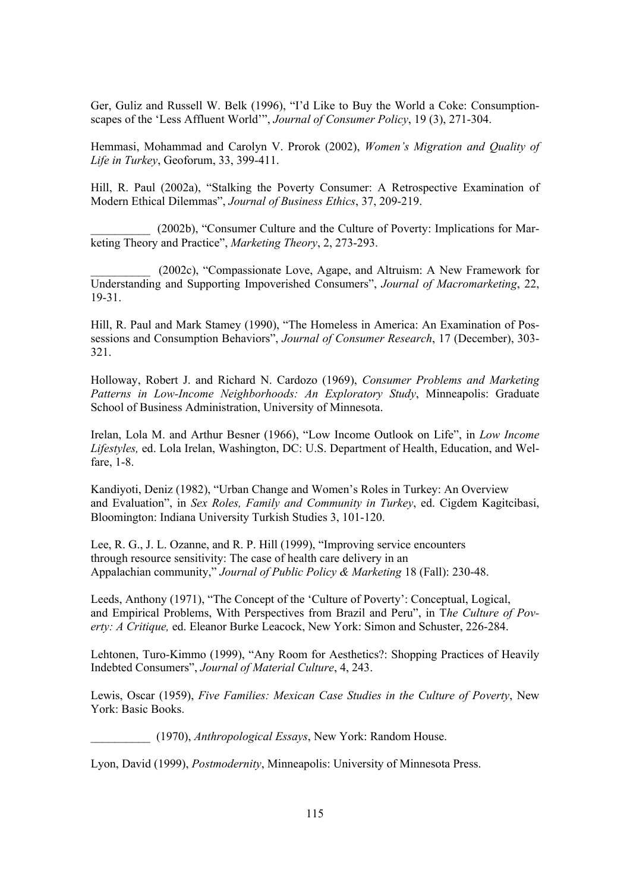Ger, Guliz and Russell W. Belk (1996), "I'd Like to Buy the World a Coke: Consumptionscapes of the 'Less Affluent World'", *Journal of Consumer Policy*, 19 (3), 271-304.

Hemmasi, Mohammad and Carolyn V. Prorok (2002), *Women's Migration and Quality of Life in Turkey*, Geoforum, 33, 399-411.

Hill, R. Paul (2002a), "Stalking the Poverty Consumer: A Retrospective Examination of Modern Ethical Dilemmas", *Journal of Business Ethics*, 37, 209-219.

__________ (2002b), "Consumer Culture and the Culture of Poverty: Implications for Marketing Theory and Practice", *Marketing Theory*, 2, 273-293.

__________ (2002c), "Compassionate Love, Agape, and Altruism: A New Framework for Understanding and Supporting Impoverished Consumers", *Journal of Macromarketing*, 22, 19-31.

Hill, R. Paul and Mark Stamey (1990), "The Homeless in America: An Examination of Possessions and Consumption Behaviors", *Journal of Consumer Research*, 17 (December), 303-321.

Holloway, Robert J. and Richard N. Cardozo (1969), *Consumer Problems and Marketing Patterns in Low-Income Neighborhoods: An Exploratory Study*, Minneapolis: Graduate School of Business Administration, University of Minnesota.

Irelan, Lola M. and Arthur Besner (1966), "Low Income Outlook on Life", in *Low Income Lifestyles,* ed. Lola Irelan, Washington, DC: U.S. Department of Health, Education, and Welfare, 1-8.

Kandiyoti, Deniz (1982), "Urban Change and Women's Roles in Turkey: An Overview and Evaluation", in *Sex Roles, Family and Community in Turkey*, ed. Cigdem Kagitcibasi, Bloomington: Indiana University Turkish Studies 3, 101-120.

Lee, R. G., J. L. Ozanne, and R. P. Hill (1999), "Improving service encounters through resource sensitivity: The case of health care delivery in an Appalachian community," *Journal of Public Policy & Marketing* 18 (Fall): 230-48.

Leeds, Anthony (1971), "The Concept of the 'Culture of Poverty': Conceptual, Logical, and Empirical Problems, With Perspectives from Brazil and Peru", in T*he Culture of Poverty: A Critique,* ed. Eleanor Burke Leacock, New York: Simon and Schuster, 226-284.

Lehtonen, Turo-Kimmo (1999), "Any Room for Aesthetics?: Shopping Practices of Heavily Indebted Consumers", *Journal of Material Culture*, 4, 243.

Lewis, Oscar (1959), *Five Families: Mexican Case Studies in the Culture of Poverty*, New York: Basic Books.

__________ (1970), *Anthropological Essays*, New York: Random House.

Lyon, David (1999), *Postmodernity*, Minneapolis: University of Minnesota Press.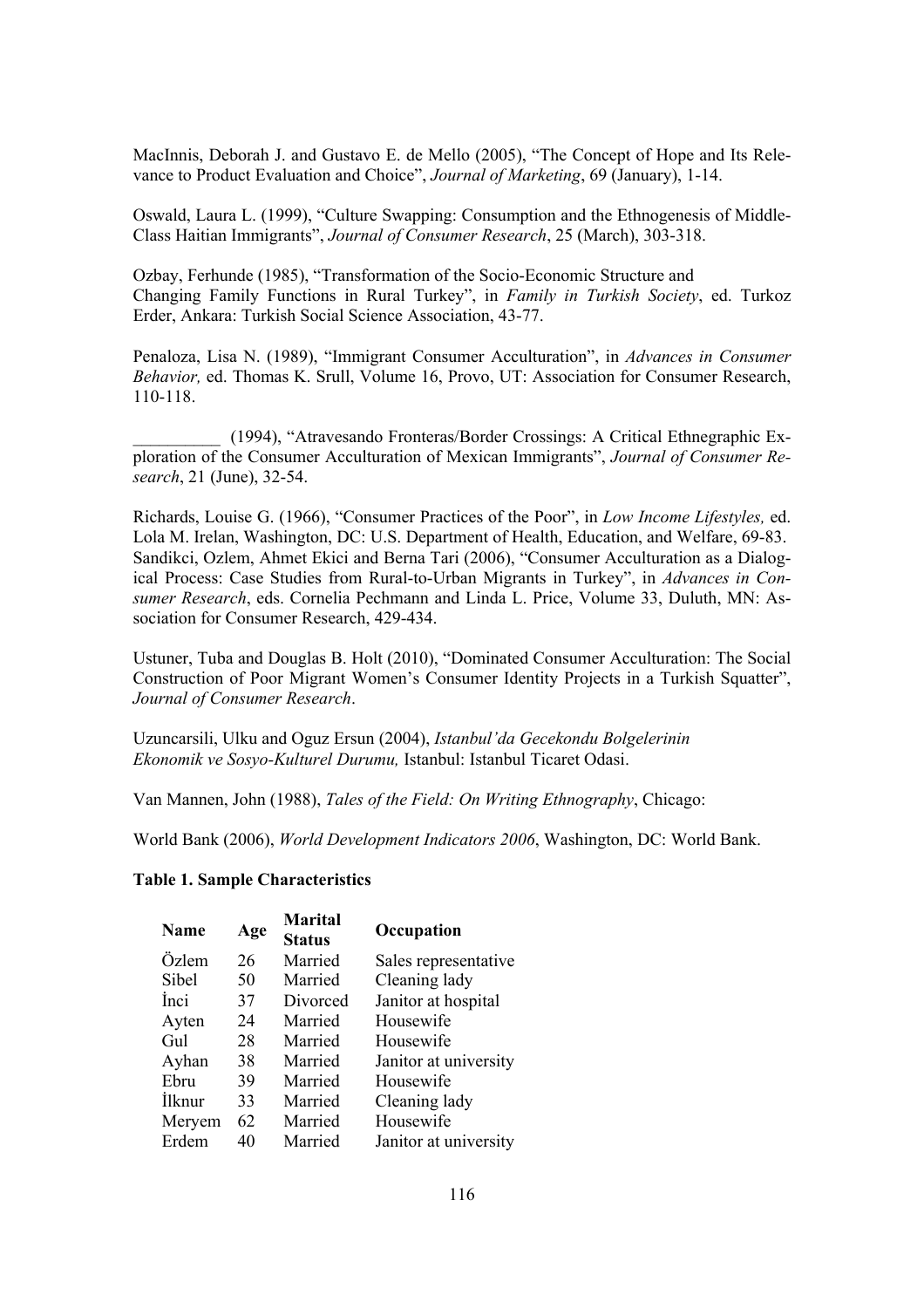MacInnis, Deborah J. and Gustavo E. de Mello (2005), "The Concept of Hope and Its Relevance to Product Evaluation and Choice", *Journal of Marketing*, 69 (January), 1-14.

Oswald, Laura L. (1999), "Culture Swapping: Consumption and the Ethnogenesis of Middle-Class Haitian Immigrants", *Journal of Consumer Research*, 25 (March), 303-318.

Ozbay, Ferhunde (1985), "Transformation of the Socio-Economic Structure and Changing Family Functions in Rural Turkey", in *Family in Turkish Society*, ed. Turkoz Erder, Ankara: Turkish Social Science Association, 43-77.

Penaloza, Lisa N. (1989), "Immigrant Consumer Acculturation", in *Advances in Consumer Behavior,* ed. Thomas K. Srull, Volume 16, Provo, UT: Association for Consumer Research, 110-118.

__________ (1994), "Atravesando Fronteras/Border Crossings: A Critical Ethnegraphic Exploration of the Consumer Acculturation of Mexican Immigrants", *Journal of Consumer Research*, 21 (June), 32-54.

Richards, Louise G. (1966), "Consumer Practices of the Poor", in *Low Income Lifestyles,* ed. Lola M. Irelan, Washington, DC: U.S. Department of Health, Education, and Welfare, 69-83.

Sandikci, Ozlem, Ahmet Ekici and Berna Tari (2006), "Consumer Acculturation as a Dialogical Process: Case Studies from Rural-to-Urban Migrants in Turkey", in *Advances in Consumer Research*, eds. Cornelia Pechmann and Linda L. Price, Volume 33, Duluth, MN: Association for Consumer Research, 429-434.

Ustuner, Tuba and Douglas B. Holt (2010), "Dominated Consumer Acculturation: The Social Construction of Poor Migrant Women's Consumer Identity Projects in a Turkish Squatter", *Journal of Consumer Research*.

Uzuncarsili, Ulku and Oguz Ersun (2004), *Istanbul'da Gecekondu Bolgelerinin Ekonomik ve Sosyo-Kulturel Durumu,* Istanbul: Istanbul Ticaret Odasi.

Van Mannen, John (1988), *Tales of the Field: On Writing Ethnography*, Chicago:

World Bank (2006), *World Development Indicators 2006*, Washington, DC: World Bank.

**Table 1. Sample Characteristics**

| Name | Age | Marital Status | Occupation |
|---|---|---|---|
| Özlem | 26 | Married | Sales representative |
| Sibel | 50 | Married | Cleaning lady |
| İnci | 37 | Divorced | Janitor at hospital |
| Ayten | 24 | Married | Housewife |
| Gul | 28 | Married | Housewife |
| Ayhan | 38 | Married | Janitor at university |
| Ebru | 39 | Married | Housewife |
| İlknur | 33 | Married | Cleaning lady |
| Meryem | 62 | Married | Housewife |
| Erdem | 40 | Married | Janitor at university |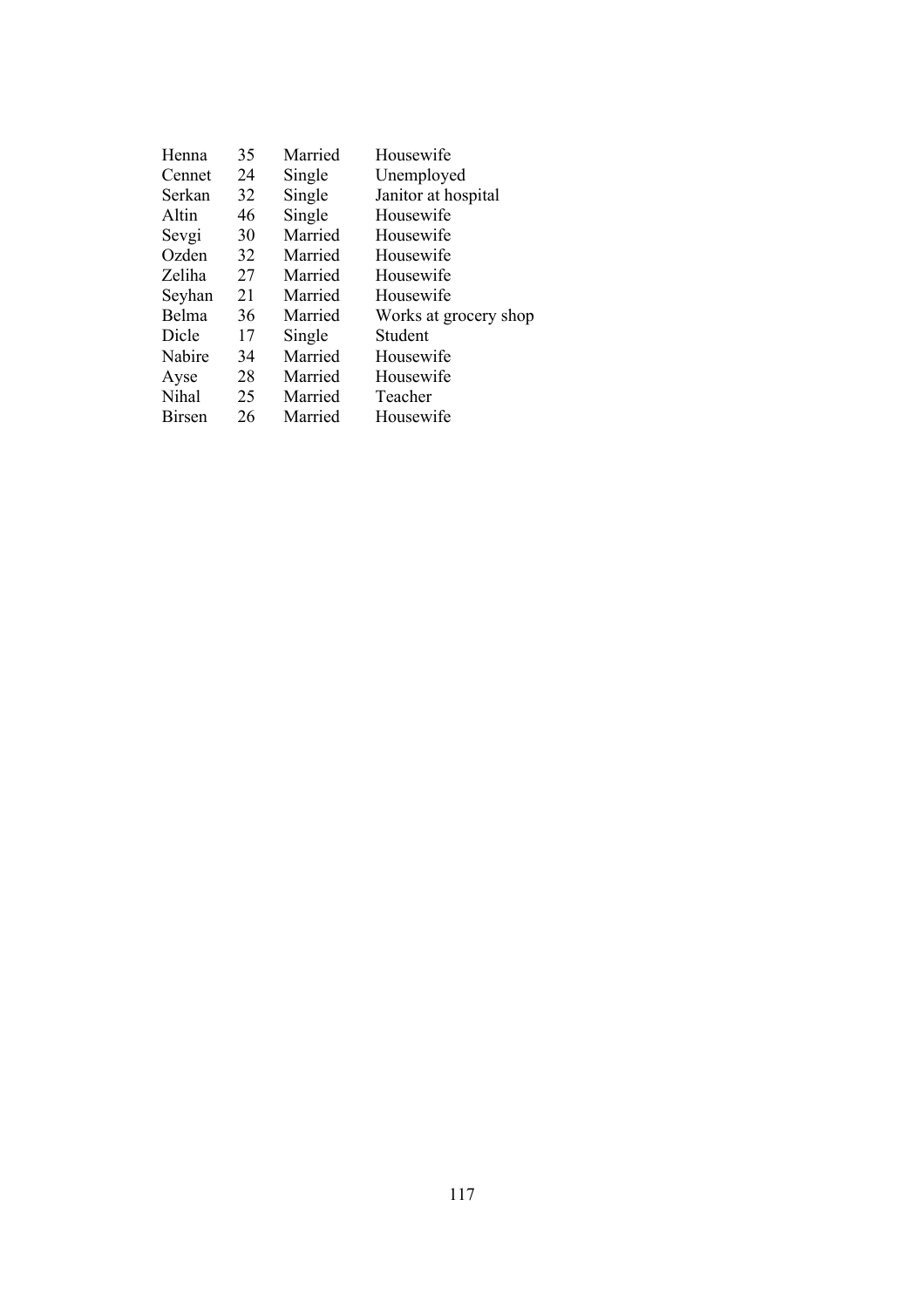| | | | |
|---|---|---|---|
| Henna | 35 | Married | Housewife |
| Cennet | 24 | Single | Unemployed |
| Serkan | 32 | Single | Janitor at hospital |
| Altin | 46 | Single | Housewife |
| Sevgi | 30 | Married | Housewife |
| Ozden | 32 | Married | Housewife |
| Zeliha | 27 | Married | Housewife |
| Seyhan | 21 | Married | Housewife |
| Belma | 36 | Married | Works at grocery shop |
| Dicle | 17 | Single | Student |
| Nabire | 34 | Married | Housewife |
| Ayse | 28 | Married | Housewife |
| Nihal | 25 | Married | Teacher |
| Birsen | 26 | Married | Housewife |